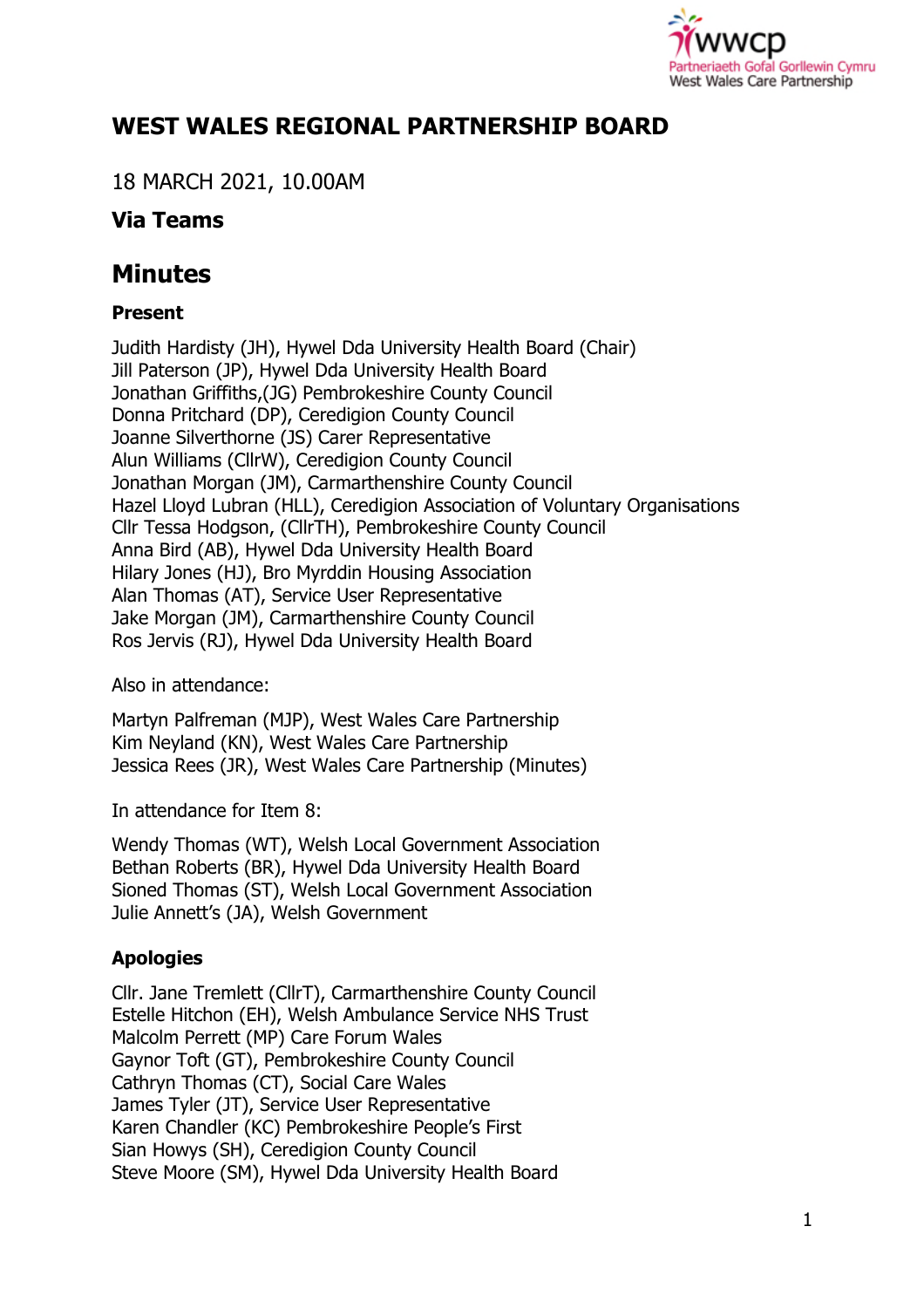# WEST WALES REGIONAL PARTNERSHIP BOARD

18 MARCH 2021, 10.00AM

**Via Teams**

## Minutes

**Present**

Judith Hardisty (JH), Hywel Dda University Health Board (Chair)
Jill Paterson (JP), Hywel Dda University Health Board
Jonathan Griffiths,(JG) Pembrokeshire County Council
Donna Pritchard (DP), Ceredigion County Council
Joanne Silverthorne (JS) Carer Representative
Alun Williams (CllrW), Ceredigion County Council
Jonathan Morgan (JM), Carmarthenshire County Council
Hazel Lloyd Lubran (HLL), Ceredigion Association of Voluntary Organisations
Cllr Tessa Hodgson, (CllrTH), Pembrokeshire County Council
Anna Bird (AB), Hywel Dda University Health Board
Hilary Jones (HJ), Bro Myrddin Housing Association
Alan Thomas (AT), Service User Representative
Jake Morgan (JM), Carmarthenshire County Council
Ros Jervis (RJ), Hywel Dda University Health Board

Also in attendance:

Martyn Palfreman (MJP), West Wales Care Partnership
Kim Neyland (KN), West Wales Care Partnership
Jessica Rees (JR), West Wales Care Partnership (Minutes)

In attendance for Item 8:

Wendy Thomas (WT), Welsh Local Government Association
Bethan Roberts (BR), Hywel Dda University Health Board
Sioned Thomas (ST), Welsh Local Government Association
Julie Annett's (JA), Welsh Government

**Apologies**

Cllr. Jane Tremlett (CllrT), Carmarthenshire County Council
Estelle Hitchon (EH), Welsh Ambulance Service NHS Trust
Malcolm Perrett (MP) Care Forum Wales
Gaynor Toft (GT), Pembrokeshire County Council
Cathryn Thomas (CT), Social Care Wales
James Tyler (JT), Service User Representative
Karen Chandler (KC) Pembrokeshire People's First
Sian Howys (SH), Ceredigion County Council
Steve Moore (SM), Hywel Dda University Health Board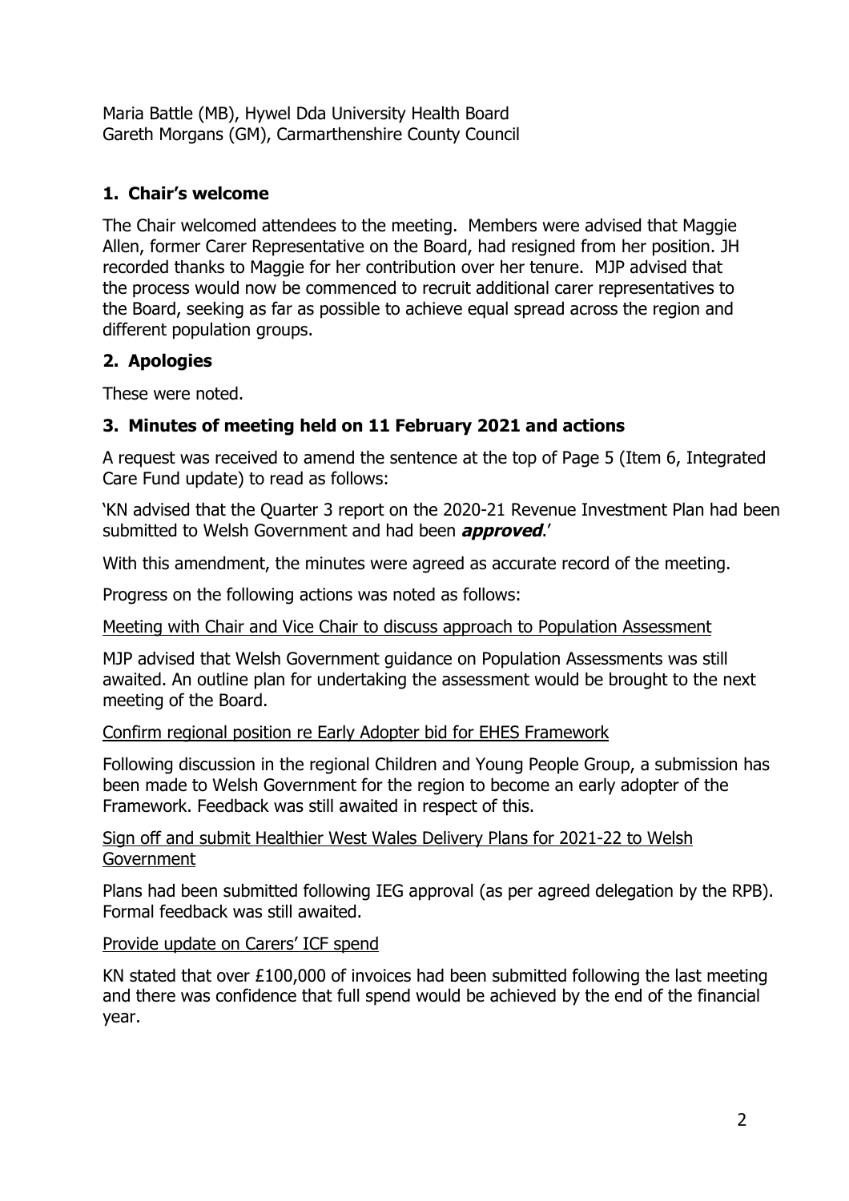Maria Battle (MB), Hywel Dda University Health Board
Gareth Morgans (GM), Carmarthenshire County Council

## 1. Chair's welcome

The Chair welcomed attendees to the meeting. Members were advised that Maggie Allen, former Carer Representative on the Board, had resigned from her position. JH recorded thanks to Maggie for her contribution over her tenure. MJP advised that the process would now be commenced to recruit additional carer representatives to the Board, seeking as far as possible to achieve equal spread across the region and different population groups.

## 2. Apologies

These were noted.

## 3. Minutes of meeting held on 11 February 2021 and actions

A request was received to amend the sentence at the top of Page 5 (Item 6, Integrated Care Fund update) to read as follows:

'KN advised that the Quarter 3 report on the 2020-21 Revenue Investment Plan had been submitted to Welsh Government and had been ***approved***.'

With this amendment, the minutes were agreed as accurate record of the meeting.

Progress on the following actions was noted as follows:

<u>Meeting with Chair and Vice Chair to discuss approach to Population Assessment</u>

MJP advised that Welsh Government guidance on Population Assessments was still awaited. An outline plan for undertaking the assessment would be brought to the next meeting of the Board.

<u>Confirm regional position re Early Adopter bid for EHES Framework</u>

Following discussion in the regional Children and Young People Group, a submission has been made to Welsh Government for the region to become an early adopter of the Framework. Feedback was still awaited in respect of this.

<u>Sign off and submit Healthier West Wales Delivery Plans for 2021-22 to Welsh Government</u>

Plans had been submitted following IEG approval (as per agreed delegation by the RPB). Formal feedback was still awaited.

<u>Provide update on Carers' ICF spend</u>

KN stated that over £100,000 of invoices had been submitted following the last meeting and there was confidence that full spend would be achieved by the end of the financial year.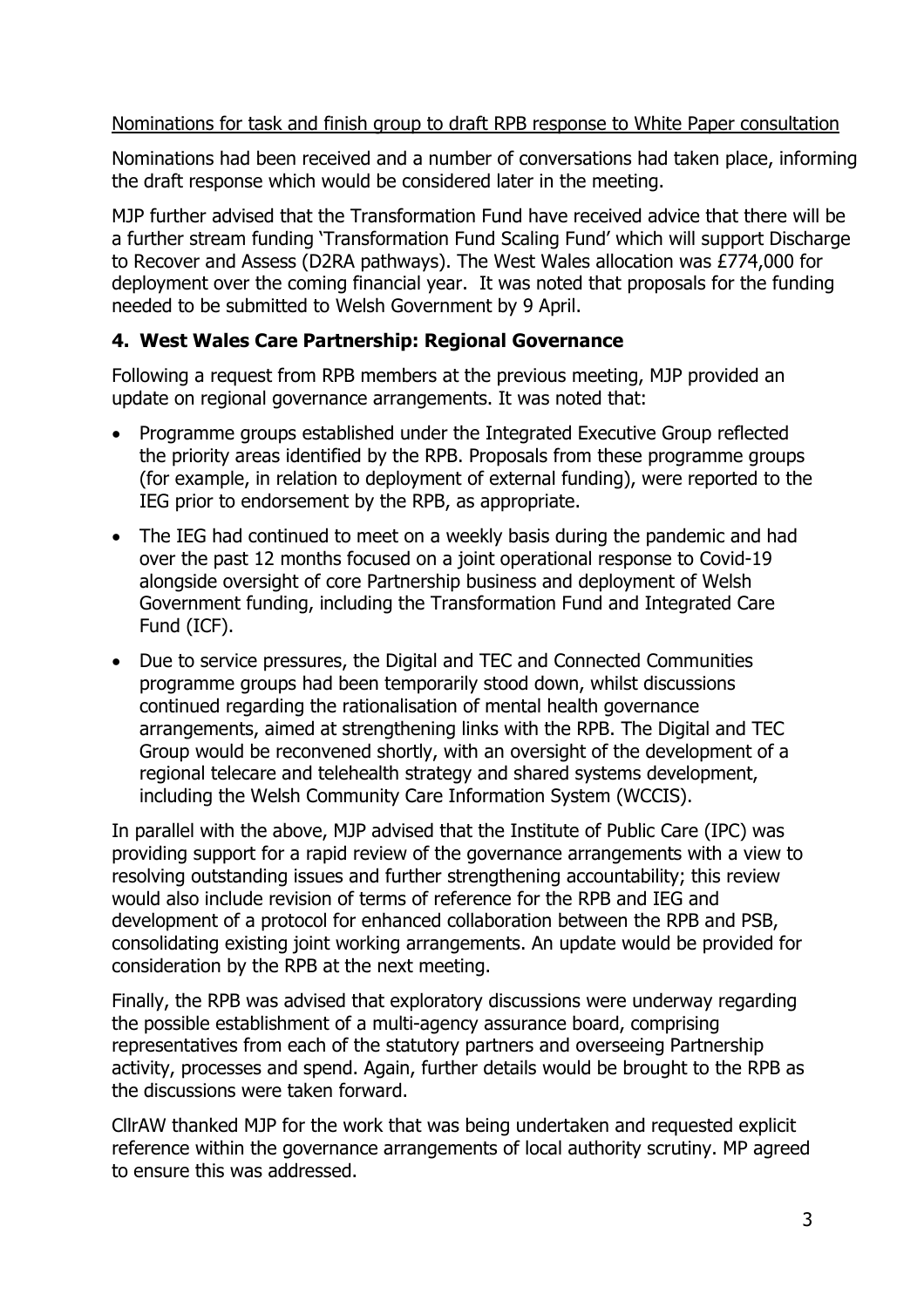Nominations for task and finish group to draft RPB response to White Paper consultation

Nominations had been received and a number of conversations had taken place, informing the draft response which would be considered later in the meeting.

MJP further advised that the Transformation Fund have received advice that there will be a further stream funding 'Transformation Fund Scaling Fund' which will support Discharge to Recover and Assess (D2RA pathways). The West Wales allocation was £774,000 for deployment over the coming financial year. It was noted that proposals for the funding needed to be submitted to Welsh Government by 9 April.

## 4. West Wales Care Partnership: Regional Governance

Following a request from RPB members at the previous meeting, MJP provided an update on regional governance arrangements. It was noted that:

- Programme groups established under the Integrated Executive Group reflected the priority areas identified by the RPB. Proposals from these programme groups (for example, in relation to deployment of external funding), were reported to the IEG prior to endorsement by the RPB, as appropriate.
- The IEG had continued to meet on a weekly basis during the pandemic and had over the past 12 months focused on a joint operational response to Covid-19 alongside oversight of core Partnership business and deployment of Welsh Government funding, including the Transformation Fund and Integrated Care Fund (ICF).
- Due to service pressures, the Digital and TEC and Connected Communities programme groups had been temporarily stood down, whilst discussions continued regarding the rationalisation of mental health governance arrangements, aimed at strengthening links with the RPB. The Digital and TEC Group would be reconvened shortly, with an oversight of the development of a regional telecare and telehealth strategy and shared systems development, including the Welsh Community Care Information System (WCCIS).

In parallel with the above, MJP advised that the Institute of Public Care (IPC) was providing support for a rapid review of the governance arrangements with a view to resolving outstanding issues and further strengthening accountability; this review would also include revision of terms of reference for the RPB and IEG and development of a protocol for enhanced collaboration between the RPB and PSB, consolidating existing joint working arrangements. An update would be provided for consideration by the RPB at the next meeting.

Finally, the RPB was advised that exploratory discussions were underway regarding the possible establishment of a multi-agency assurance board, comprising representatives from each of the statutory partners and overseeing Partnership activity, processes and spend. Again, further details would be brought to the RPB as the discussions were taken forward.

CllrAW thanked MJP for the work that was being undertaken and requested explicit reference within the governance arrangements of local authority scrutiny. MP agreed to ensure this was addressed.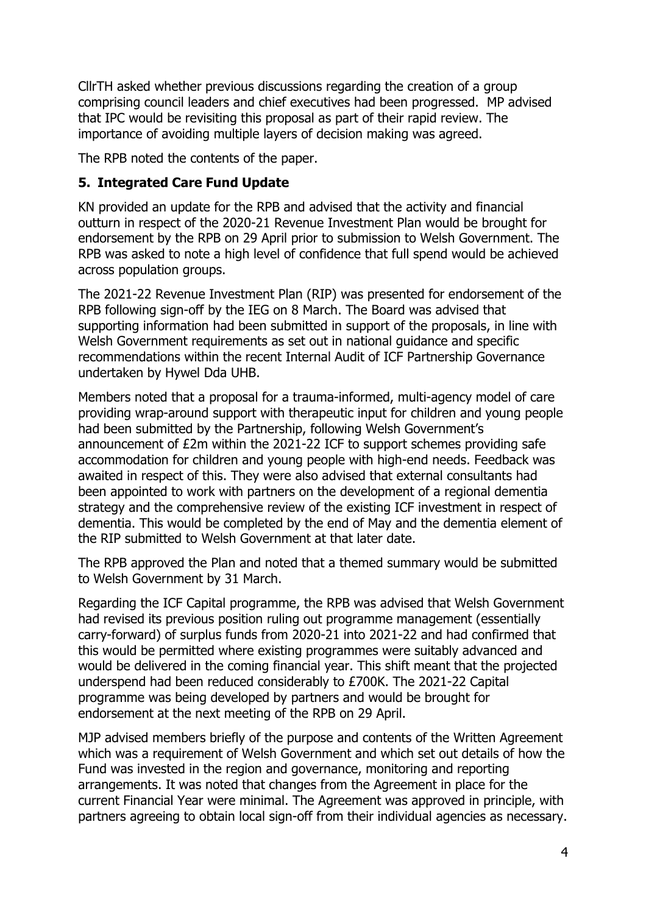CllrTH asked whether previous discussions regarding the creation of a group comprising council leaders and chief executives had been progressed. MP advised that IPC would be revisiting this proposal as part of their rapid review. The importance of avoiding multiple layers of decision making was agreed.

The RPB noted the contents of the paper.

## 5. Integrated Care Fund Update

KN provided an update for the RPB and advised that the activity and financial outturn in respect of the 2020-21 Revenue Investment Plan would be brought for endorsement by the RPB on 29 April prior to submission to Welsh Government. The RPB was asked to note a high level of confidence that full spend would be achieved across population groups.

The 2021-22 Revenue Investment Plan (RIP) was presented for endorsement of the RPB following sign-off by the IEG on 8 March. The Board was advised that supporting information had been submitted in support of the proposals, in line with Welsh Government requirements as set out in national guidance and specific recommendations within the recent Internal Audit of ICF Partnership Governance undertaken by Hywel Dda UHB.

Members noted that a proposal for a trauma-informed, multi-agency model of care providing wrap-around support with therapeutic input for children and young people had been submitted by the Partnership, following Welsh Government's announcement of £2m within the 2021-22 ICF to support schemes providing safe accommodation for children and young people with high-end needs. Feedback was awaited in respect of this. They were also advised that external consultants had been appointed to work with partners on the development of a regional dementia strategy and the comprehensive review of the existing ICF investment in respect of dementia. This would be completed by the end of May and the dementia element of the RIP submitted to Welsh Government at that later date.

The RPB approved the Plan and noted that a themed summary would be submitted to Welsh Government by 31 March.

Regarding the ICF Capital programme, the RPB was advised that Welsh Government had revised its previous position ruling out programme management (essentially carry-forward) of surplus funds from 2020-21 into 2021-22 and had confirmed that this would be permitted where existing programmes were suitably advanced and would be delivered in the coming financial year. This shift meant that the projected underspend had been reduced considerably to £700K. The 2021-22 Capital programme was being developed by partners and would be brought for endorsement at the next meeting of the RPB on 29 April.

MJP advised members briefly of the purpose and contents of the Written Agreement which was a requirement of Welsh Government and which set out details of how the Fund was invested in the region and governance, monitoring and reporting arrangements. It was noted that changes from the Agreement in place for the current Financial Year were minimal. The Agreement was approved in principle, with partners agreeing to obtain local sign-off from their individual agencies as necessary.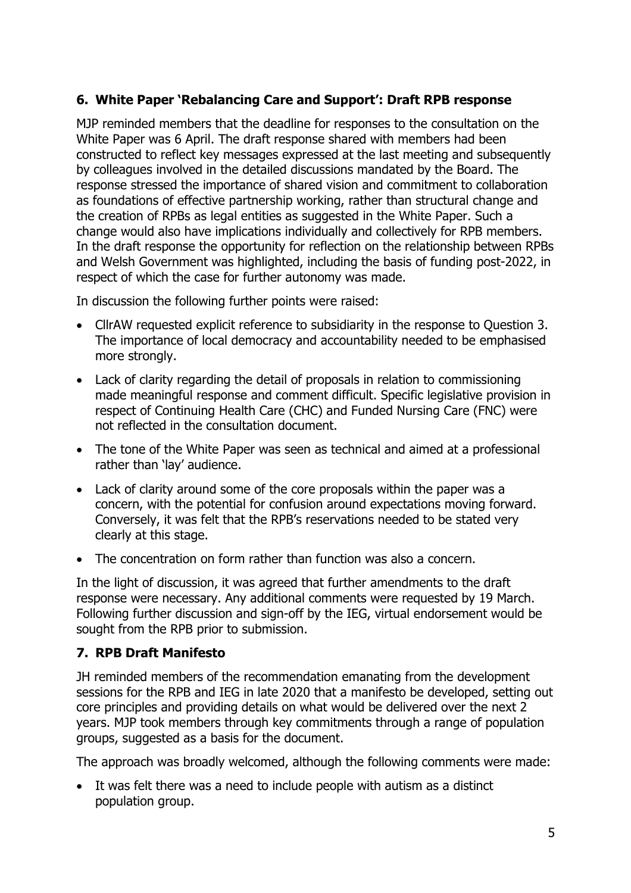## 6. White Paper 'Rebalancing Care and Support': Draft RPB response

MJP reminded members that the deadline for responses to the consultation on the White Paper was 6 April. The draft response shared with members had been constructed to reflect key messages expressed at the last meeting and subsequently by colleagues involved in the detailed discussions mandated by the Board. The response stressed the importance of shared vision and commitment to collaboration as foundations of effective partnership working, rather than structural change and the creation of RPBs as legal entities as suggested in the White Paper. Such a change would also have implications individually and collectively for RPB members. In the draft response the opportunity for reflection on the relationship between RPBs and Welsh Government was highlighted, including the basis of funding post-2022, in respect of which the case for further autonomy was made.

In discussion the following further points were raised:

- CllrAW requested explicit reference to subsidiarity in the response to Question 3. The importance of local democracy and accountability needed to be emphasised more strongly.
- Lack of clarity regarding the detail of proposals in relation to commissioning made meaningful response and comment difficult. Specific legislative provision in respect of Continuing Health Care (CHC) and Funded Nursing Care (FNC) were not reflected in the consultation document.
- The tone of the White Paper was seen as technical and aimed at a professional rather than 'lay' audience.
- Lack of clarity around some of the core proposals within the paper was a concern, with the potential for confusion around expectations moving forward. Conversely, it was felt that the RPB's reservations needed to be stated very clearly at this stage.
- The concentration on form rather than function was also a concern.

In the light of discussion, it was agreed that further amendments to the draft response were necessary. Any additional comments were requested by 19 March. Following further discussion and sign-off by the IEG, virtual endorsement would be sought from the RPB prior to submission.

## 7. RPB Draft Manifesto

JH reminded members of the recommendation emanating from the development sessions for the RPB and IEG in late 2020 that a manifesto be developed, setting out core principles and providing details on what would be delivered over the next 2 years. MJP took members through key commitments through a range of population groups, suggested as a basis for the document.

The approach was broadly welcomed, although the following comments were made:

- It was felt there was a need to include people with autism as a distinct population group.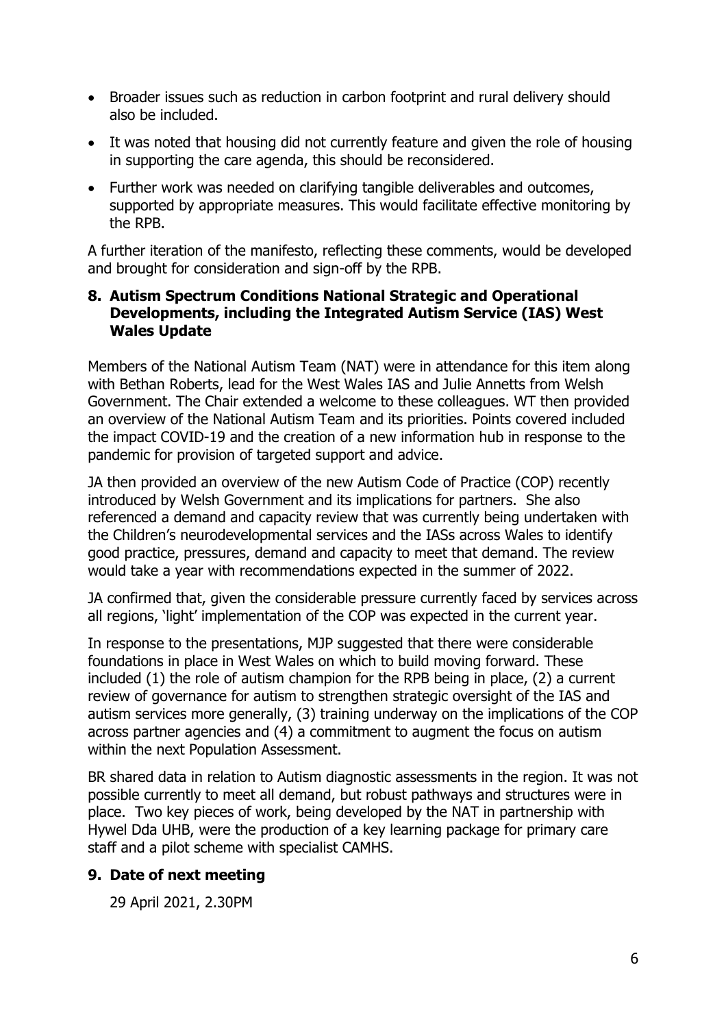- Broader issues such as reduction in carbon footprint and rural delivery should also be included.
- It was noted that housing did not currently feature and given the role of housing in supporting the care agenda, this should be reconsidered.
- Further work was needed on clarifying tangible deliverables and outcomes, supported by appropriate measures. This would facilitate effective monitoring by the RPB.

A further iteration of the manifesto, reflecting these comments, would be developed and brought for consideration and sign-off by the RPB.

## 8. Autism Spectrum Conditions National Strategic and Operational Developments, including the Integrated Autism Service (IAS) West Wales Update

Members of the National Autism Team (NAT) were in attendance for this item along with Bethan Roberts, lead for the West Wales IAS and Julie Annetts from Welsh Government. The Chair extended a welcome to these colleagues. WT then provided an overview of the National Autism Team and its priorities. Points covered included the impact COVID-19 and the creation of a new information hub in response to the pandemic for provision of targeted support and advice.

JA then provided an overview of the new Autism Code of Practice (COP) recently introduced by Welsh Government and its implications for partners. She also referenced a demand and capacity review that was currently being undertaken with the Children's neurodevelopmental services and the IASs across Wales to identify good practice, pressures, demand and capacity to meet that demand. The review would take a year with recommendations expected in the summer of 2022.

JA confirmed that, given the considerable pressure currently faced by services across all regions, 'light' implementation of the COP was expected in the current year.

In response to the presentations, MJP suggested that there were considerable foundations in place in West Wales on which to build moving forward. These included (1) the role of autism champion for the RPB being in place, (2) a current review of governance for autism to strengthen strategic oversight of the IAS and autism services more generally, (3) training underway on the implications of the COP across partner agencies and (4) a commitment to augment the focus on autism within the next Population Assessment.

BR shared data in relation to Autism diagnostic assessments in the region. It was not possible currently to meet all demand, but robust pathways and structures were in place. Two key pieces of work, being developed by the NAT in partnership with Hywel Dda UHB, were the production of a key learning package for primary care staff and a pilot scheme with specialist CAMHS.

## 9. Date of next meeting

29 April 2021, 2.30PM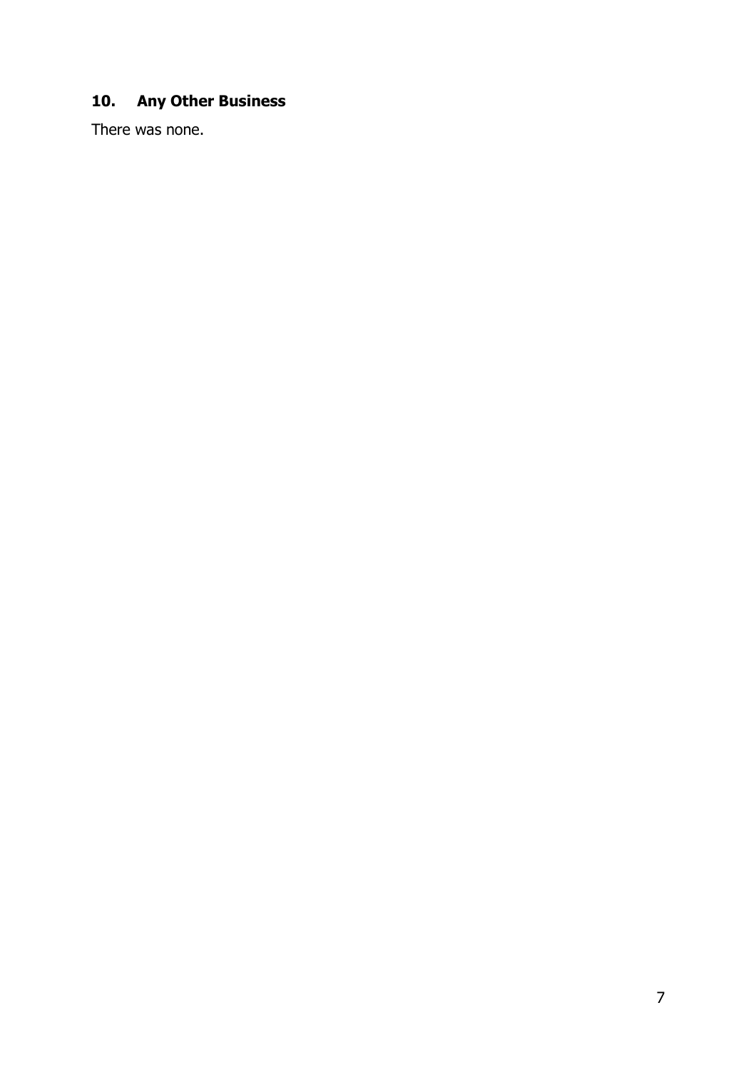## 10. Any Other Business

There was none.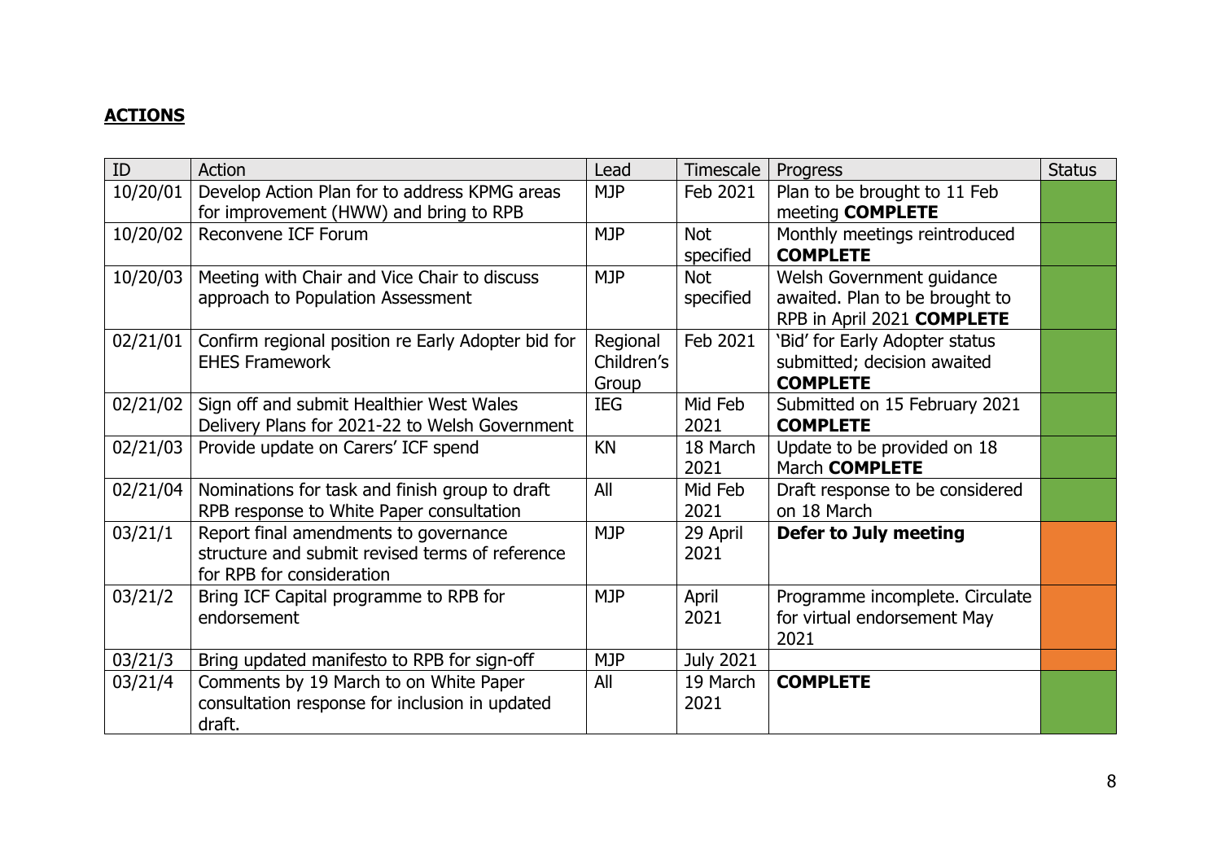## **ACTIONS**

| ID | Action | Lead | Timescale | Progress | Status |
|---|---|---|---|---|---|
| 10/20/01 | Develop Action Plan for to address KPMG areas for improvement (HWW) and bring to RPB | MJP | Feb 2021 | Plan to be brought to 11 Feb meeting **COMPLETE** | |
| 10/20/02 | Reconvene ICF Forum | MJP | Not specified | Monthly meetings reintroduced **COMPLETE** | |
| 10/20/03 | Meeting with Chair and Vice Chair to discuss approach to Population Assessment | MJP | Not specified | Welsh Government guidance awaited. Plan to be brought to RPB in April 2021 **COMPLETE** | |
| 02/21/01 | Confirm regional position re Early Adopter bid for EHES Framework | Regional Children's Group | Feb 2021 | 'Bid' for Early Adopter status submitted; decision awaited **COMPLETE** | |
| 02/21/02 | Sign off and submit Healthier West Wales Delivery Plans for 2021-22 to Welsh Government | IEG | Mid Feb 2021 | Submitted on 15 February 2021 **COMPLETE** | |
| 02/21/03 | Provide update on Carers' ICF spend | KN | 18 March 2021 | Update to be provided on 18 March **COMPLETE** | |
| 02/21/04 | Nominations for task and finish group to draft RPB response to White Paper consultation | All | Mid Feb 2021 | Draft response to be considered on 18 March | |
| 03/21/1 | Report final amendments to governance structure and submit revised terms of reference for RPB for consideration | MJP | 29 April 2021 | **Defer to July meeting** | |
| 03/21/2 | Bring ICF Capital programme to RPB for endorsement | MJP | April 2021 | Programme incomplete. Circulate for virtual endorsement May 2021 | |
| 03/21/3 | Bring updated manifesto to RPB for sign-off | MJP | July 2021 | | |
| 03/21/4 | Comments by 19 March to on White Paper consultation response for inclusion in updated draft. | All | 19 March 2021 | **COMPLETE** | |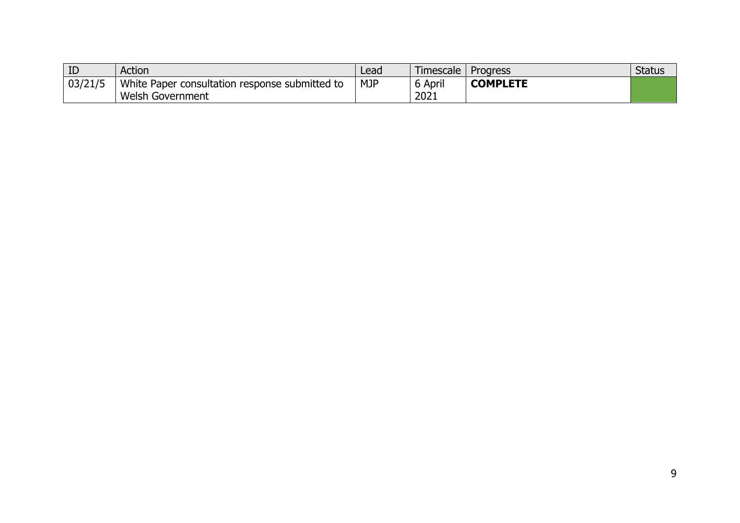| ID | Action | Lead | Timescale | Progress | Status |
|---|---|---|---|---|---|
| 03/21/5 | White Paper consultation response submitted to Welsh Government | MJP | 6 April 2021 | **COMPLETE** | |